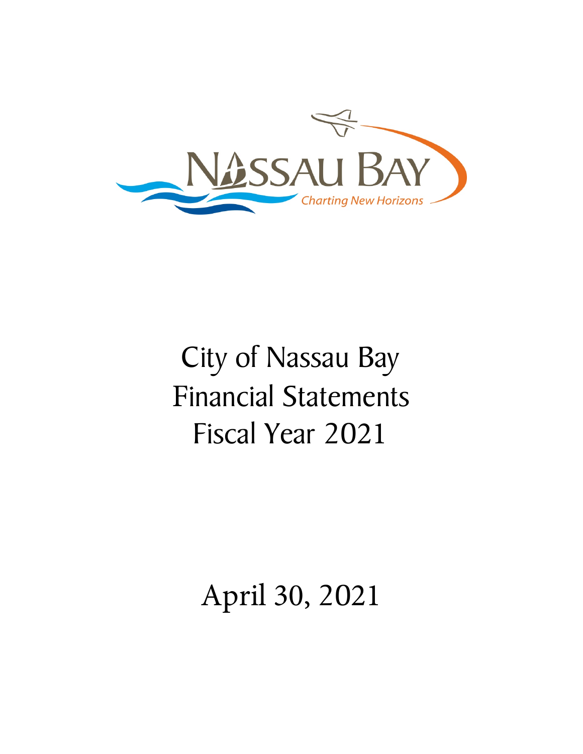NASSAU BAY

Charting New Horizons

# City of Nassau Bay Financial Statements Fiscal Year 2021

April 30, 2021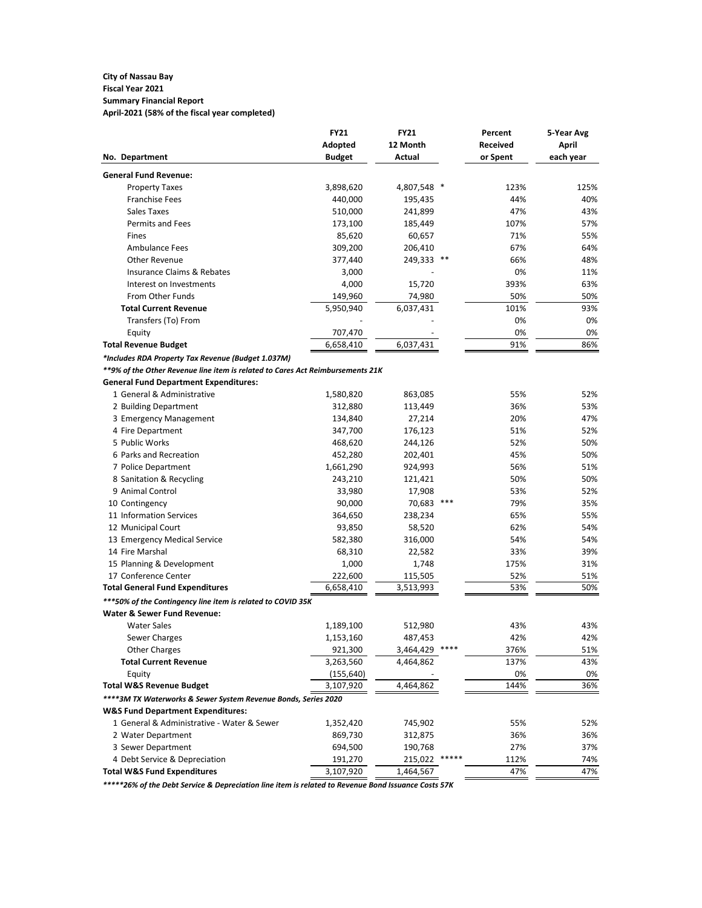**City of Nassau Bay**
**Fiscal Year 2021**
**Summary Financial Report**
**April-2021 (58% of the fiscal year completed)**

| No. Department | FY21 Adopted Budget | FY21 12 Month Actual | | Percent Received or Spent | 5-Year Avg April each year |
|---|---|---|---|---|---|
| **General Fund Revenue:** | | | | | |
| Property Taxes | 3,898,620 | 4,807,548 | * | 123% | 125% |
| Franchise Fees | 440,000 | 195,435 | | 44% | 40% |
| Sales Taxes | 510,000 | 241,899 | | 47% | 43% |
| Permits and Fees | 173,100 | 185,449 | | 107% | 57% |
| Fines | 85,620 | 60,657 | | 71% | 55% |
| Ambulance Fees | 309,200 | 206,410 | | 67% | 64% |
| Other Revenue | 377,440 | 249,333 | ** | 66% | 48% |
| Insurance Claims & Rebates | 3,000 | - | | 0% | 11% |
| Interest on Investments | 4,000 | 15,720 | | 393% | 63% |
| From Other Funds | 149,960 | 74,980 | | 50% | 50% |
| **Total Current Revenue** | 5,950,940 | 6,037,431 | | 101% | 93% |
| Transfers (To) From | - | - | | 0% | 0% |
| Equity | 707,470 | - | | 0% | 0% |
| **Total Revenue Budget** | 6,658,410 | 6,037,431 | | 91% | 86% |
| ***Includes RDA Property Tax Revenue (Budget 1.037M)*** | | | | | |
| ****9% of the Other Revenue line item is related to Cares Act Reimbursements 21K*** | | | | | |
| **General Fund Department Expenditures:** | | | | | |
| 1 General & Administrative | 1,580,820 | 863,085 | | 55% | 52% |
| 2 Building Department | 312,880 | 113,449 | | 36% | 53% |
| 3 Emergency Management | 134,840 | 27,214 | | 20% | 47% |
| 4 Fire Department | 347,700 | 176,123 | | 51% | 52% |
| 5 Public Works | 468,620 | 244,126 | | 52% | 50% |
| 6 Parks and Recreation | 452,280 | 202,401 | | 45% | 50% |
| 7 Police Department | 1,661,290 | 924,993 | | 56% | 51% |
| 8 Sanitation & Recycling | 243,210 | 121,421 | | 50% | 50% |
| 9 Animal Control | 33,980 | 17,908 | | 53% | 52% |
| 10 Contingency | 90,000 | 70,683 | *** | 79% | 35% |
| 11 Information Services | 364,650 | 238,234 | | 65% | 55% |
| 12 Municipal Court | 93,850 | 58,520 | | 62% | 54% |
| 13 Emergency Medical Service | 582,380 | 316,000 | | 54% | 54% |
| 14 Fire Marshal | 68,310 | 22,582 | | 33% | 39% |
| 15 Planning & Development | 1,000 | 1,748 | | 175% | 31% |
| 17 Conference Center | 222,600 | 115,505 | | 52% | 51% |
| **Total General Fund Expenditures** | 6,658,410 | 3,513,993 | | 53% | 50% |
| *****50% of the Contingency line item is related to COVID 35K*** | | | | | |
| **Water & Sewer Fund Revenue:** | | | | | |
| Water Sales | 1,189,100 | 512,980 | | 43% | 43% |
| Sewer Charges | 1,153,160 | 487,453 | | 42% | 42% |
| Other Charges | 921,300 | 3,464,429 | **** | 376% | 51% |
| **Total Current Revenue** | 3,263,560 | 4,464,862 | | 137% | 43% |
| Equity | (155,640) | - | | 0% | 0% |
| **Total W&S Revenue Budget** | 3,107,920 | 4,464,862 | | 144% | 36% |
| *******3M TX Waterworks & Sewer System Revenue Bonds, Series 2020*** | | | | | |
| **W&S Fund Department Expenditures:** | | | | | |
| 1 General & Administrative - Water & Sewer | 1,352,420 | 745,902 | | 55% | 52% |
| 2 Water Department | 869,730 | 312,875 | | 36% | 36% |
| 3 Sewer Department | 694,500 | 190,768 | | 27% | 37% |
| 4 Debt Service & Depreciation | 191,270 | 215,022 | ***** | 112% | 74% |
| **Total W&S Fund Expenditures** | 3,107,920 | 1,464,567 | | 47% | 47% |

*****26% of the Debt Service & Depreciation line item is related to Revenue Bond Issuance Costs 57K*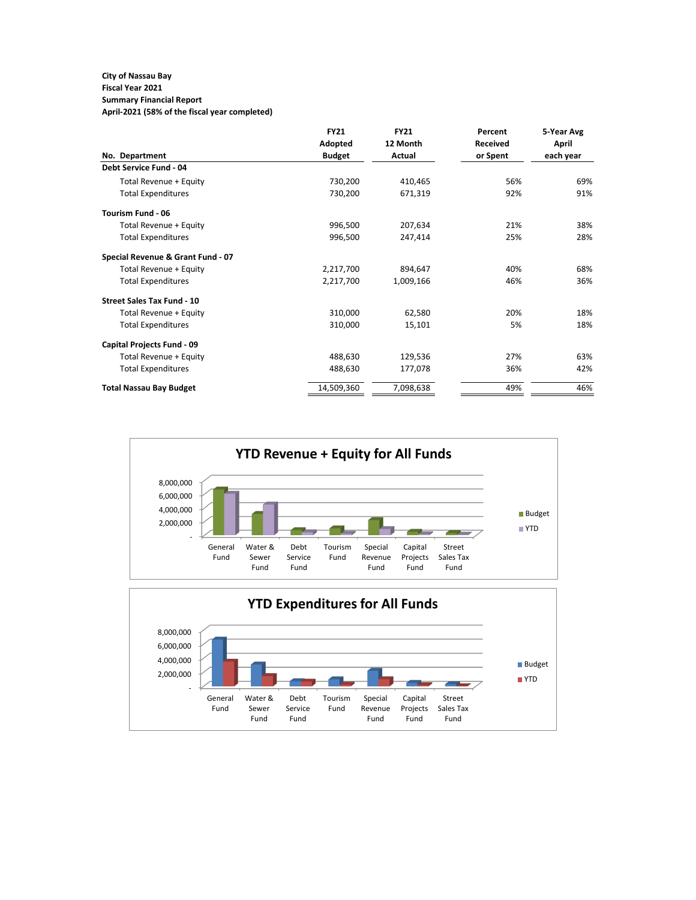**City of Nassau Bay**
**Fiscal Year 2021**
**Summary Financial Report**
**April-2021 (58% of the fiscal year completed)**

| No. Department | FY21 Adopted Budget | FY21 12 Month Actual | Percent Received or Spent | 5-Year Avg April each year |
|---|---|---|---|---|
| **Debt Service Fund - 04** | | | | |
| Total Revenue + Equity | 730,200 | 410,465 | 56% | 69% |
| Total Expenditures | 730,200 | 671,319 | 92% | 91% |
| **Tourism Fund - 06** | | | | |
| Total Revenue + Equity | 996,500 | 207,634 | 21% | 38% |
| Total Expenditures | 996,500 | 247,414 | 25% | 28% |
| **Special Revenue & Grant Fund - 07** | | | | |
| Total Revenue + Equity | 2,217,700 | 894,647 | 40% | 68% |
| Total Expenditures | 2,217,700 | 1,009,166 | 46% | 36% |
| **Street Sales Tax Fund - 10** | | | | |
| Total Revenue + Equity | 310,000 | 62,580 | 20% | 18% |
| Total Expenditures | 310,000 | 15,101 | 5% | 18% |
| **Capital Projects Fund - 09** | | | | |
| Total Revenue + Equity | 488,630 | 129,536 | 27% | 63% |
| Total Expenditures | 488,630 | 177,078 | 36% | 42% |
| **Total Nassau Bay Budget** | 14,509,360 | 7,098,638 | 49% | 46% |

## YTD Revenue + Equity for All Funds

## YTD Expenditures for All Funds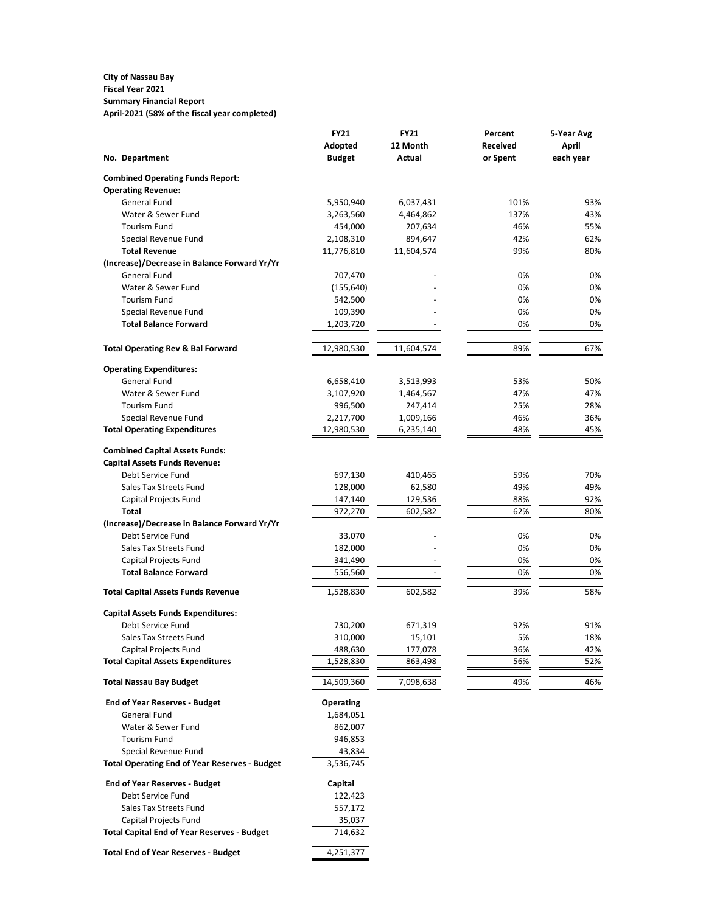**City of Nassau Bay**
**Fiscal Year 2021**
**Summary Financial Report**
**April-2021 (58% of the fiscal year completed)**

| No. Department | FY21 Adopted Budget | FY21 12 Month Actual | Percent Received or Spent | 5-Year Avg April each year |
|---|---|---|---|---|
| **Combined Operating Funds Report:** | | | | |
| **Operating Revenue:** | | | | |
| General Fund | 5,950,940 | 6,037,431 | 101% | 93% |
| Water & Sewer Fund | 3,263,560 | 4,464,862 | 137% | 43% |
| Tourism Fund | 454,000 | 207,634 | 46% | 55% |
| Special Revenue Fund | 2,108,310 | 894,647 | 42% | 62% |
| **Total Revenue** | 11,776,810 | 11,604,574 | 99% | 80% |
| **(Increase)/Decrease in Balance Forward Yr/Yr** | | | | |
| General Fund | 707,470 | - | 0% | 0% |
| Water & Sewer Fund | (155,640) | - | 0% | 0% |
| Tourism Fund | 542,500 | - | 0% | 0% |
| Special Revenue Fund | 109,390 | - | 0% | 0% |
| **Total Balance Forward** | 1,203,720 | - | 0% | 0% |
| **Total Operating Rev & Bal Forward** | 12,980,530 | 11,604,574 | 89% | 67% |
| **Operating Expenditures:** | | | | |
| General Fund | 6,658,410 | 3,513,993 | 53% | 50% |
| Water & Sewer Fund | 3,107,920 | 1,464,567 | 47% | 47% |
| Tourism Fund | 996,500 | 247,414 | 25% | 28% |
| Special Revenue Fund | 2,217,700 | 1,009,166 | 46% | 36% |
| **Total Operating Expenditures** | 12,980,530 | 6,235,140 | 48% | 45% |
| **Combined Capital Assets Funds:** | | | | |
| **Capital Assets Funds Revenue:** | | | | |
| Debt Service Fund | 697,130 | 410,465 | 59% | 70% |
| Sales Tax Streets Fund | 128,000 | 62,580 | 49% | 49% |
| Capital Projects Fund | 147,140 | 129,536 | 88% | 92% |
| **Total** | 972,270 | 602,582 | 62% | 80% |
| **(Increase)/Decrease in Balance Forward Yr/Yr** | | | | |
| Debt Service Fund | 33,070 | - | 0% | 0% |
| Sales Tax Streets Fund | 182,000 | - | 0% | 0% |
| Capital Projects Fund | 341,490 | - | 0% | 0% |
| **Total Balance Forward** | 556,560 | - | 0% | 0% |
| **Total Capital Assets Funds Revenue** | 1,528,830 | 602,582 | 39% | 58% |
| **Capital Assets Funds Expenditures:** | | | | |
| Debt Service Fund | 730,200 | 671,319 | 92% | 91% |
| Sales Tax Streets Fund | 310,000 | 15,101 | 5% | 18% |
| Capital Projects Fund | 488,630 | 177,078 | 36% | 42% |
| **Total Capital Assets Expenditures** | 1,528,830 | 863,498 | 56% | 52% |
| **Total Nassau Bay Budget** | 14,509,360 | 7,098,638 | 49% | 46% |

| **End of Year Reserves - Budget** | **Operating** |
|---|---|
| General Fund | 1,684,051 |
| Water & Sewer Fund | 862,007 |
| Tourism Fund | 946,853 |
| Special Revenue Fund | 43,834 |
| **Total Operating End of Year Reserves - Budget** | 3,536,745 |
| **End of Year Reserves - Budget** | **Capital** |
| Debt Service Fund | 122,423 |
| Sales Tax Streets Fund | 557,172 |
| Capital Projects Fund | 35,037 |
| **Total Capital End of Year Reserves - Budget** | 714,632 |
| **Total End of Year Reserves - Budget** | 4,251,377 |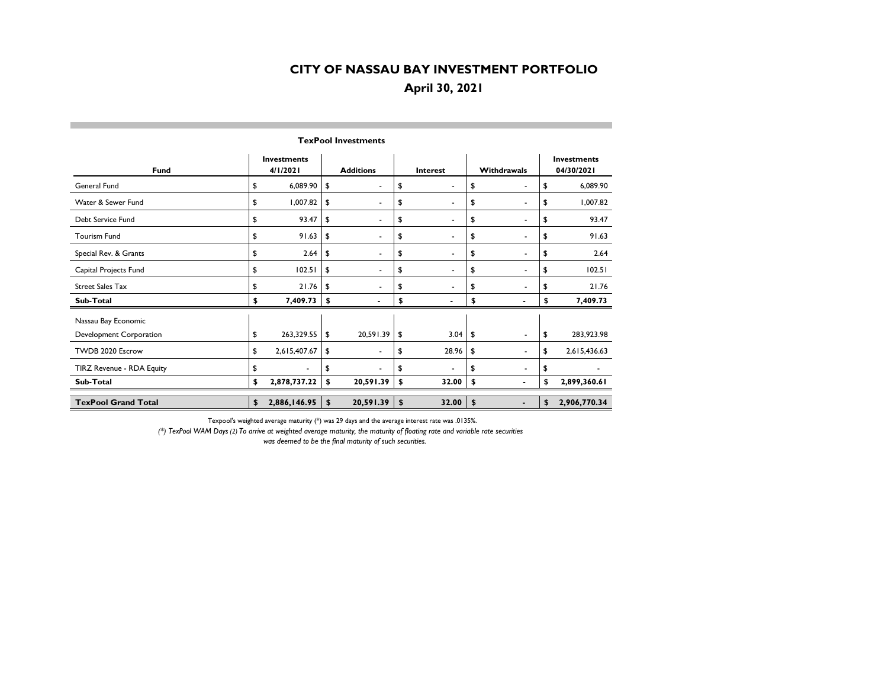# CITY OF NASSAU BAY INVESTMENT PORTFOLIO

## April 30, 2021

**TexPool Investments**

| Fund | Investments 4/1/2021 | Additions | Interest | Withdrawals | Investments 04/30/2021 |
|---|---|---|---|---|---|
| General Fund | $ 6,089.90 | $ - | $ - | $ - | $ 6,089.90 |
| Water & Sewer Fund | $ 1,007.82 | $ - | $ - | $ - | $ 1,007.82 |
| Debt Service Fund | $ 93.47 | $ - | $ - | $ - | $ 93.47 |
| Tourism Fund | $ 91.63 | $ - | $ - | $ - | $ 91.63 |
| Special Rev. & Grants | $ 2.64 | $ - | $ - | $ - | $ 2.64 |
| Capital Projects Fund | $ 102.51 | $ - | $ - | $ - | $ 102.51 |
| Street Sales Tax | $ 21.76 | $ - | $ - | $ - | $ 21.76 |
| **Sub-Total** | **$ 7,409.73** | **$ -** | **$ -** | **$ -** | **$ 7,409.73** |
| Nassau Bay Economic Development Corporation | $ 263,329.55 | $ 20,591.39 | $ 3.04 | $ - | $ 283,923.98 |
| TWDB 2020 Escrow | $ 2,615,407.67 | $ - | $ 28.96 | $ - | $ 2,615,436.63 |
| TIRZ Revenue - RDA Equity | $ - | $ - | $ - | $ - | $ - |
| **Sub-Total** | **$ 2,878,737.22** | **$ 20,591.39** | **$ 32.00** | **$ -** | **$ 2,899,360.61** |
| **TexPool Grand Total** | **$ 2,886,146.95** | **$ 20,591.39** | **$ 32.00** | **$ -** | **$ 2,906,770.34** |

Texpool's weighted average maturity (*) was 29 days and the average interest rate was .0135%.

*(*) TexPool WAM Days (2) To arrive at weighted average maturity, the maturity of floating rate and variable rate securities was deemed to be the final maturity of such securities.*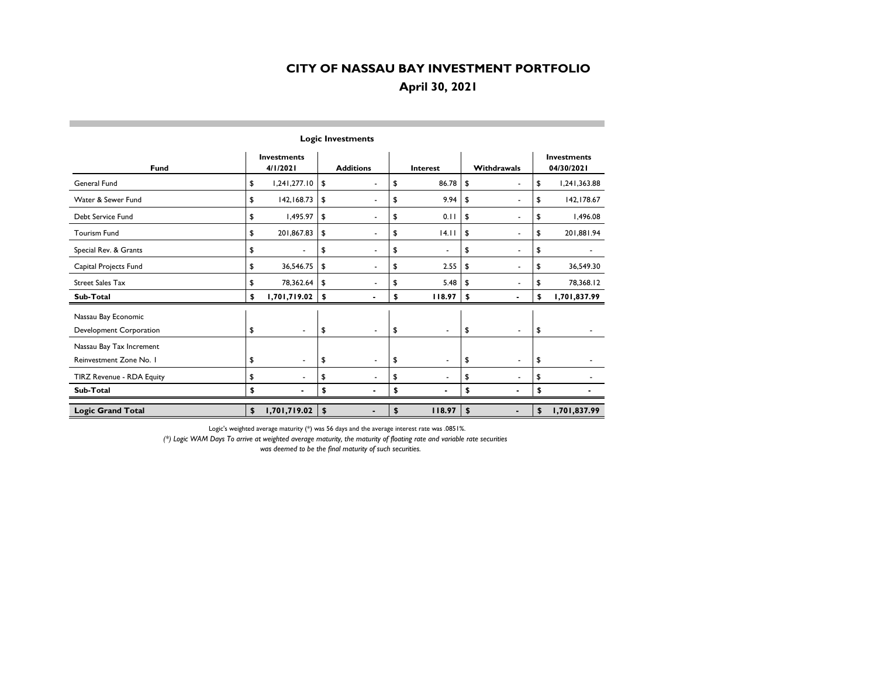# CITY OF NASSAU BAY INVESTMENT PORTFOLIO

## April 30, 2021

### Logic Investments

| Fund | Investments 4/1/2021 | Additions | Interest | Withdrawals | Investments 04/30/2021 |
|---|---|---|---|---|---|
| General Fund | $ 1,241,277.10 | $ - | $ 86.78 | $ - | $ 1,241,363.88 |
| Water & Sewer Fund | $ 142,168.73 | $ - | $ 9.94 | $ - | $ 142,178.67 |
| Debt Service Fund | $ 1,495.97 | $ - | $ 0.11 | $ - | $ 1,496.08 |
| Tourism Fund | $ 201,867.83 | $ - | $ 14.11 | $ - | $ 201,881.94 |
| Special Rev. & Grants | $ - | $ - | $ - | $ - | $ - |
| Capital Projects Fund | $ 36,546.75 | $ - | $ 2.55 | $ - | $ 36,549.30 |
| Street Sales Tax | $ 78,362.64 | $ - | $ 5.48 | $ - | $ 78,368.12 |
| **Sub-Total** | **$ 1,701,719.02** | **$ -** | **$ 118.97** | **$ -** | **$ 1,701,837.99** |
| Nassau Bay Economic Development Corporation | $ - | $ - | $ - | $ - | $ - |
| Nassau Bay Tax Increment Reinvestment Zone No. 1 | $ - | $ - | $ - | $ - | $ - |
| TIRZ Revenue - RDA Equity | $ - | $ - | $ - | $ - | $ - |
| **Sub-Total** | **$ -** | **$ -** | **$ -** | **$ -** | **$ -** |
| **Logic Grand Total** | **$ 1,701,719.02** | **$ -** | **$ 118.97** | **$ -** | **$ 1,701,837.99** |

Logic's weighted average maturity (*) was 56 days and the average interest rate was .0851%.

*(*) Logic WAM Days To arrive at weighted average maturity, the maturity of floating rate and variable rate securities was deemed to be the final maturity of such securities.*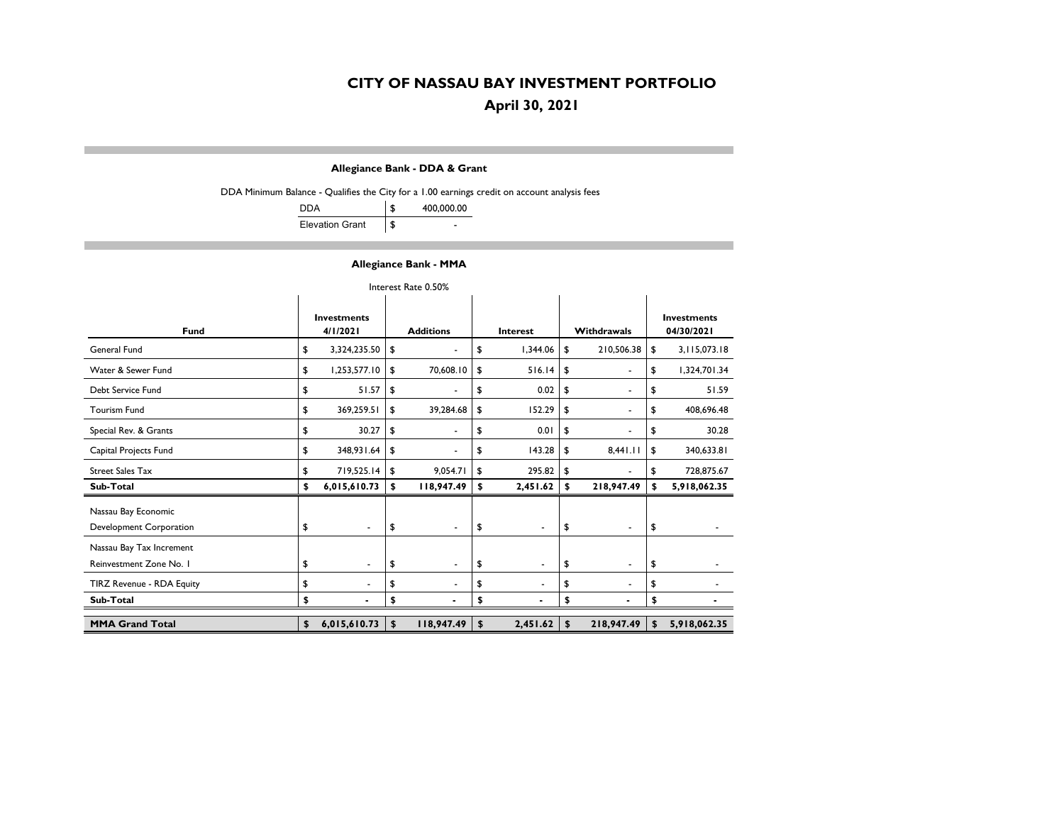# CITY OF NASSAU BAY INVESTMENT PORTFOLIO

## April 30, 2021

### Allegiance Bank - DDA & Grant

DDA Minimum Balance - Qualifies the City for a 1.00 earnings credit on account analysis fees

| | |
|---|---|
| DDA | $ 400,000.00 |
| Elevation Grant | $ - |

### Allegiance Bank - MMA

Interest Rate 0.50%

| Fund | Investments 4/1/2021 | Additions | Interest | Withdrawals | Investments 04/30/2021 |
|---|---|---|---|---|---|
| General Fund | $ 3,324,235.50 | $ - | $ 1,344.06 | $ 210,506.38 | $ 3,115,073.18 |
| Water & Sewer Fund | $ 1,253,577.10 | $ 70,608.10 | $ 516.14 | $ - | $ 1,324,701.34 |
| Debt Service Fund | $ 51.57 | $ - | $ 0.02 | $ - | $ 51.59 |
| Tourism Fund | $ 369,259.51 | $ 39,284.68 | $ 152.29 | $ - | $ 408,696.48 |
| Special Rev. & Grants | $ 30.27 | $ - | $ 0.01 | $ - | $ 30.28 |
| Capital Projects Fund | $ 348,931.64 | $ - | $ 143.28 | $ 8,441.11 | $ 340,633.81 |
| Street Sales Tax | $ 719,525.14 | $ 9,054.71 | $ 295.82 | $ - | $ 728,875.67 |
| **Sub-Total** | **$ 6,015,610.73** | **$ 118,947.49** | **$ 2,451.62** | **$ 218,947.49** | **$ 5,918,062.35** |
| Nassau Bay Economic Development Corporation | $ - | $ - | $ - | $ - | $ - |
| Nassau Bay Tax Increment Reinvestment Zone No. 1 | $ - | $ - | $ - | $ - | $ - |
| TIRZ Revenue - RDA Equity | $ - | $ - | $ - | $ - | $ - |
| **Sub-Total** | **$ -** | **$ -** | **$ -** | **$ -** | **$ -** |
| **MMA Grand Total** | **$ 6,015,610.73** | **$ 118,947.49** | **$ 2,451.62** | **$ 218,947.49** | **$ 5,918,062.35** |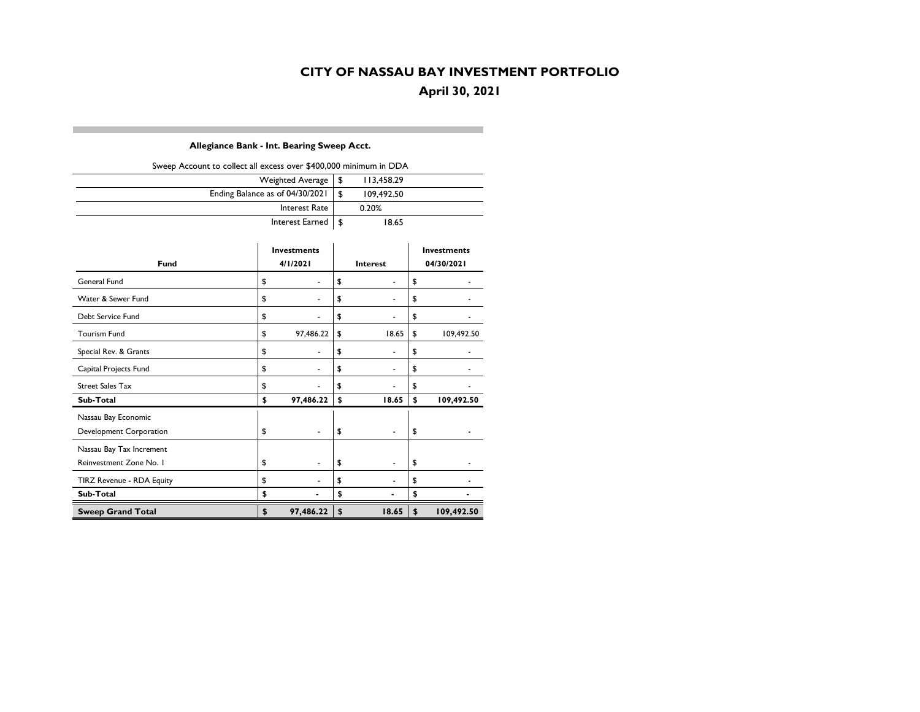# CITY OF NASSAU BAY INVESTMENT PORTFOLIO

## April 30, 2021

### Allegiance Bank - Int. Bearing Sweep Acct.

Sweep Account to collect all excess over $400,000 minimum in DDA

| | |
|---|---|
| Weighted Average | $ 113,458.29 |
| Ending Balance as of 04/30/2021 | $ 109,492.50 |
| Interest Rate | 0.20% |
| Interest Earned | $ 18.65 |

| Fund | Investments 4/1/2021 | Interest | Investments 04/30/2021 |
|---|---|---|---|
| General Fund | $ - | $ - | $ - |
| Water & Sewer Fund | $ - | $ - | $ - |
| Debt Service Fund | $ - | $ - | $ - |
| Tourism Fund | $ 97,486.22 | $ 18.65 | $ 109,492.50 |
| Special Rev. & Grants | $ - | $ - | $ - |
| Capital Projects Fund | $ - | $ - | $ - |
| Street Sales Tax | $ - | $ - | $ - |
| **Sub-Total** | **$ 97,486.22** | **$ 18.65** | **$ 109,492.50** |
| Nassau Bay Economic Development Corporation | $ - | $ - | $ - |
| Nassau Bay Tax Increment Reinvestment Zone No. 1 | $ - | $ - | $ - |
| TIRZ Revenue - RDA Equity | $ - | $ - | $ - |
| **Sub-Total** | **$ -** | **$ -** | **$ -** |
| **Sweep Grand Total** | **$ 97,486.22** | **$ 18.65** | **$ 109,492.50** |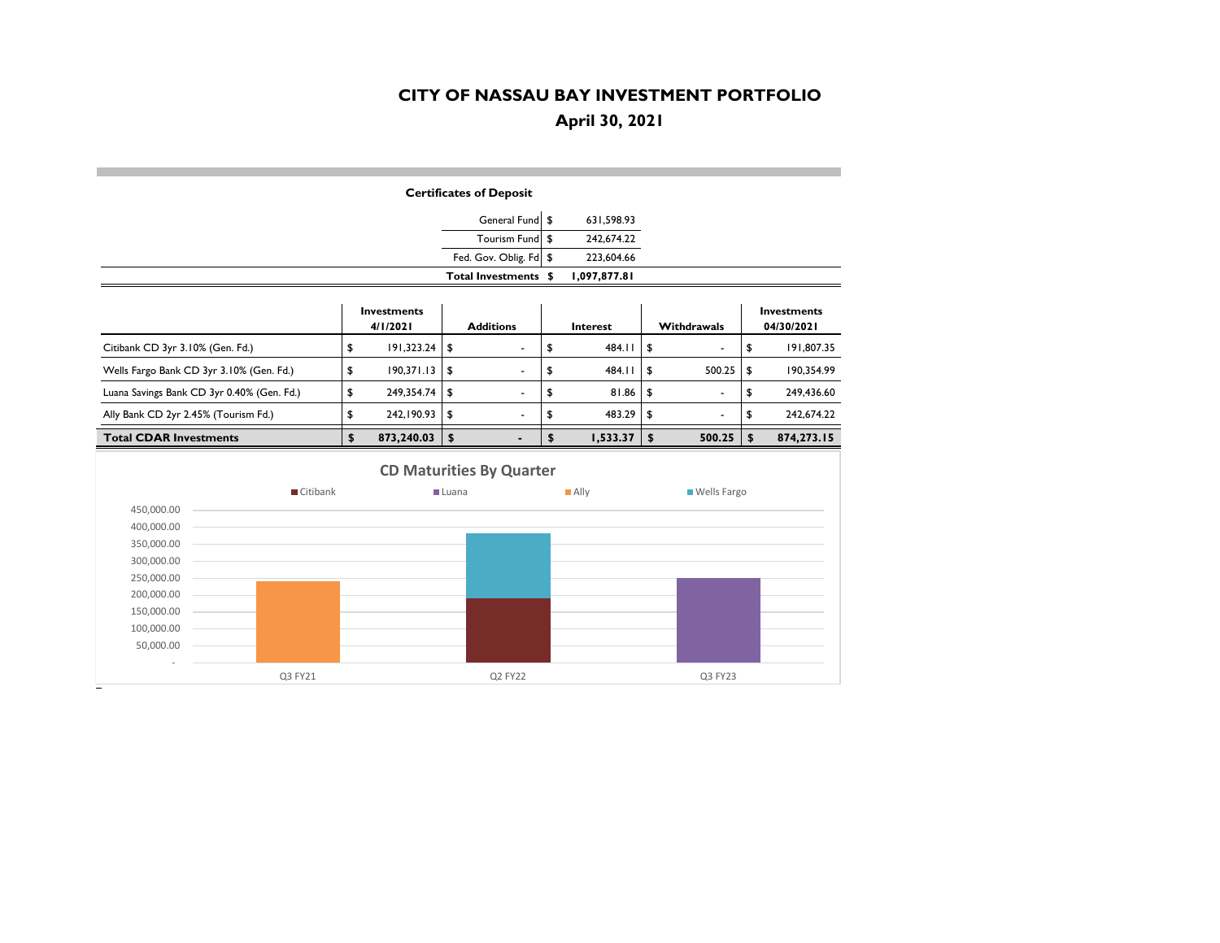# CITY OF NASSAU BAY INVESTMENT PORTFOLIO

## April 30, 2021

**Certificates of Deposit**

| | | |
|---|---|---|
| General Fund | $ | 631,598.93 |
| Tourism Fund | $ | 242,674.22 |
| Fed. Gov. Oblig. Fd | $ | 223,604.66 |
| **Total Investments** | **$** | **1,097,877.81** |

| | Investments 4/1/2021 | Additions | Interest | Withdrawals | Investments 04/30/2021 |
|---|---|---|---|---|---|
| Citibank CD 3yr 3.10% (Gen. Fd.) | $ 191,323.24 | $ - | $ 484.11 | $ - | $ 191,807.35 |
| Wells Fargo Bank CD 3yr 3.10% (Gen. Fd.) | $ 190,371.13 | $ - | $ 484.11 | $ 500.25 | $ 190,354.99 |
| Luana Savings Bank CD 3yr 0.40% (Gen. Fd.) | $ 249,354.74 | $ - | $ 81.86 | $ - | $ 249,436.60 |
| Ally Bank CD 2yr 2.45% (Tourism Fd.) | $ 242,190.93 | $ - | $ 483.29 | $ - | $ 242,674.22 |
| **Total CDAR Investments** | **$ 873,240.03** | **$ -** | **$ 1,533.37** | **$ 500.25** | **$ 874,273.15** |

**CD Maturities By Quarter**

Legend: Citibank, Luana, Ally, Wells Fargo

| Quarter | Citibank | Luana | Ally | Wells Fargo |
|---|---|---|---|---|
| Q3 FY21 | | | ~242,000 | |
| Q2 FY22 | ~191,000 | | | ~190,000 |
| Q3 FY23 | | ~249,000 | | |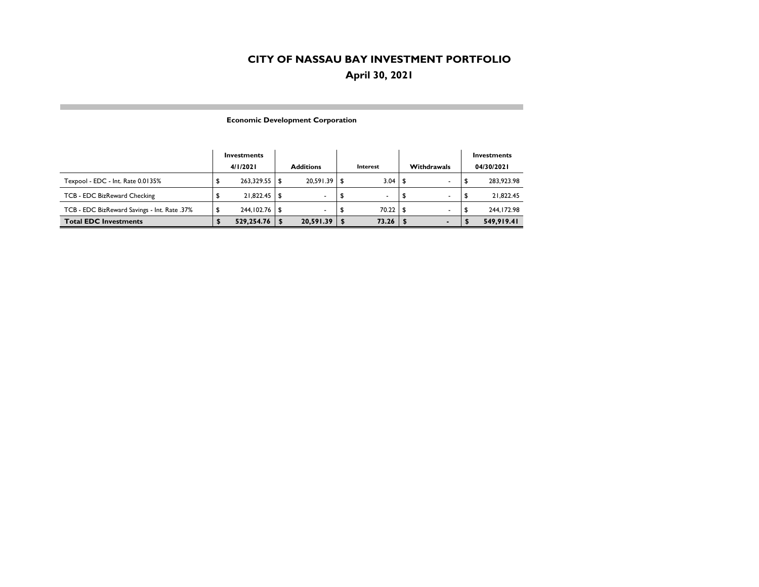# CITY OF NASSAU BAY INVESTMENT PORTFOLIO

## April 30, 2021

### Economic Development Corporation

| | Investments 4/1/2021 | Additions | Interest | Withdrawals | Investments 04/30/2021 |
|---|---|---|---|---|---|
| Texpool - EDC - Int. Rate 0.0135% | $ 263,329.55 | $ 20,591.39 | $ 3.04 | $ - | $ 283,923.98 |
| TCB - EDC BizReward Checking | $ 21,822.45 | $ - | $ - | $ - | $ 21,822.45 |
| TCB - EDC BizReward Savings - Int. Rate .37% | $ 244,102.76 | $ - | $ 70.22 | $ - | $ 244,172.98 |
| **Total EDC Investments** | **$ 529,254.76** | **$ 20,591.39** | **$ 73.26** | **$ -** | **$ 549,919.41** |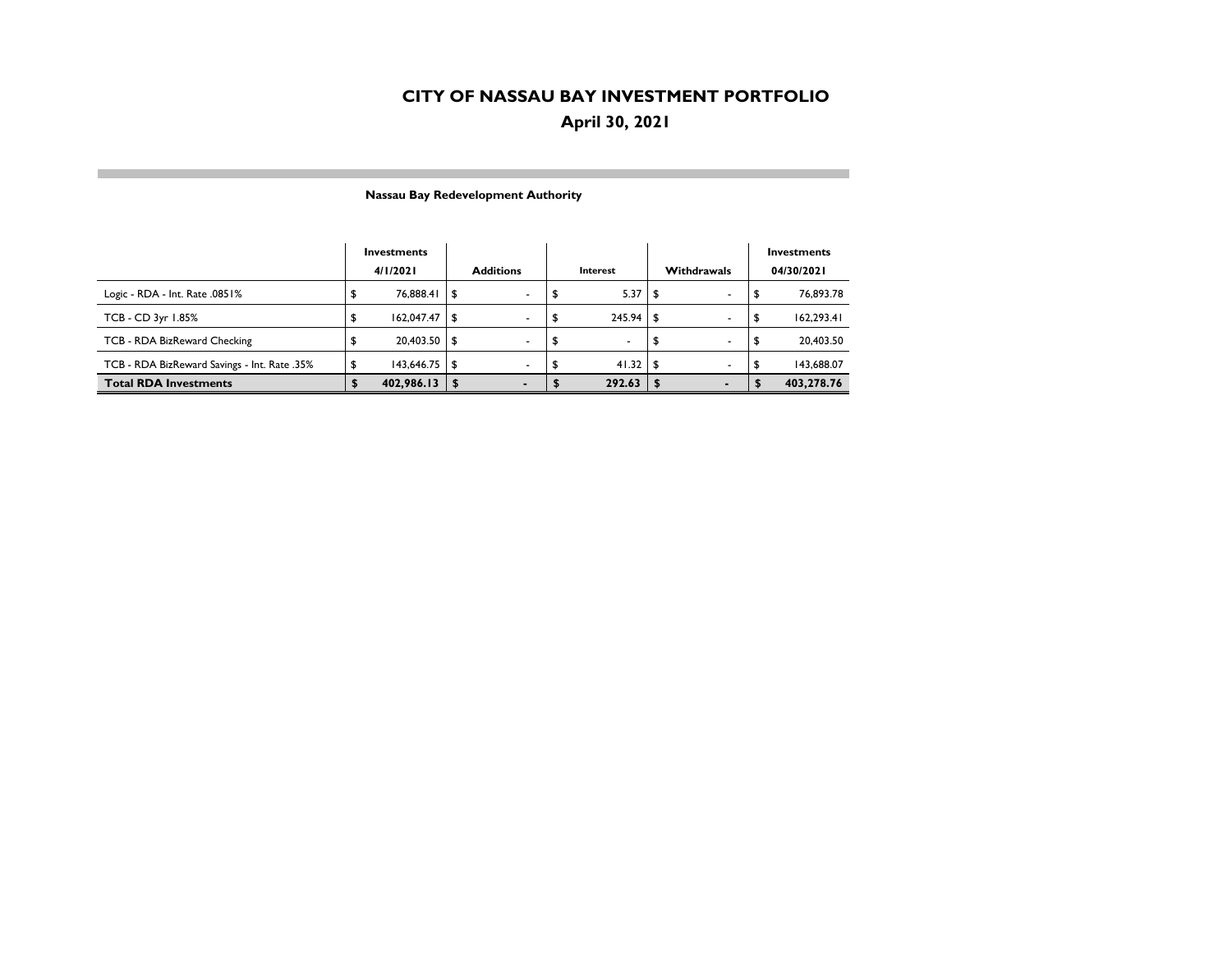# CITY OF NASSAU BAY INVESTMENT PORTFOLIO

## April 30, 2021

### Nassau Bay Redevelopment Authority

| | Investments 4/1/2021 | Additions | Interest | Withdrawals | Investments 04/30/2021 |
|---|---|---|---|---|---|
| Logic - RDA - Int. Rate .0851% | $ 76,888.41 | $ - | $ 5.37 | $ - | $ 76,893.78 |
| TCB - CD 3yr 1.85% | $ 162,047.47 | $ - | $ 245.94 | $ - | $ 162,293.41 |
| TCB - RDA BizReward Checking | $ 20,403.50 | $ - | $ - | $ - | $ 20,403.50 |
| TCB - RDA BizReward Savings - Int. Rate .35% | $ 143,646.75 | $ - | $ 41.32 | $ - | $ 143,688.07 |
| **Total RDA Investments** | **$ 402,986.13** | **$ -** | **$ 292.63** | **$ -** | **$ 403,278.76** |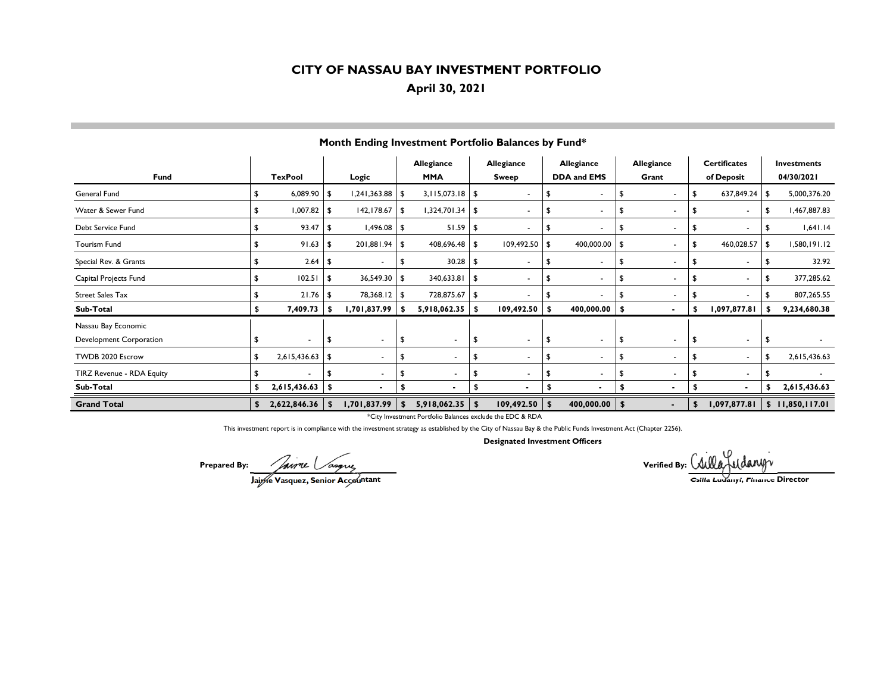# CITY OF NASSAU BAY INVESTMENT PORTFOLIO

## April 30, 2021

### Month Ending Investment Portfolio Balances by Fund*

| Fund | TexPool | Logic | Allegiance MMA | Allegiance Sweep | Allegiance DDA and EMS | Allegiance Grant | Certificates of Deposit | Investments 04/30/2021 |
|---|---|---|---|---|---|---|---|---|
| General Fund | $ 6,089.90 | $ 1,241,363.88 | $ 3,115,073.18 | $ - | $ - | $ - | $ 637,849.24 | $ 5,000,376.20 |
| Water & Sewer Fund | $ 1,007.82 | $ 142,178.67 | $ 1,324,701.34 | $ - | $ - | $ - | $ - | $ 1,467,887.83 |
| Debt Service Fund | $ 93.47 | $ 1,496.08 | $ 51.59 | $ - | $ - | $ - | $ - | $ 1,641.14 |
| Tourism Fund | $ 91.63 | $ 201,881.94 | $ 408,696.48 | $ 109,492.50 | $ 400,000.00 | $ - | $ 460,028.57 | $ 1,580,191.12 |
| Special Rev. & Grants | $ 2.64 | $ - | $ 30.28 | $ - | $ - | $ - | $ - | $ 32.92 |
| Capital Projects Fund | $ 102.51 | $ 36,549.30 | $ 340,633.81 | $ - | $ - | $ - | $ - | $ 377,285.62 |
| Street Sales Tax | $ 21.76 | $ 78,368.12 | $ 728,875.67 | $ - | $ - | $ - | $ - | $ 807,265.55 |
| **Sub-Total** | **$ 7,409.73** | **$ 1,701,837.99** | **$ 5,918,062.35** | **$ 109,492.50** | **$ 400,000.00** | **$ -** | **$ 1,097,877.81** | **$ 9,234,680.38** |
| Nassau Bay Economic Development Corporation | $ - | $ - | $ - | $ - | $ - | $ - | $ - | $ - |
| TWDB 2020 Escrow | $ 2,615,436.63 | $ - | $ - | $ - | $ - | $ - | $ - | $ 2,615,436.63 |
| TIRZ Revenue - RDA Equity | $ - | $ - | $ - | $ - | $ - | $ - | $ - | $ - |
| **Sub-Total** | **$ 2,615,436.63** | **$ -** | **$ -** | **$ -** | **$ -** | **$ -** | **$ -** | **$ 2,615,436.63** |
| **Grand Total** | **$ 2,622,846.36** | **$ 1,701,837.99** | **$ 5,918,062.35** | **$ 109,492.50** | **$ 400,000.00** | **$ -** | **$ 1,097,877.81** | **$ 11,850,117.01** |

*City Investment Portfolio Balances exclude the EDC & RDA

This investment report is in compliance with the investment strategy as established by the City of Nassau Bay & the Public Funds Investment Act (Chapter 2256).

**Designated Investment Officers**

**Prepared By:** Jaime Vasquez

**Jaime Vasquez, Senior Accountant**

**Verified By:** Csilla Ludanyi

**Csilla Ludanyi, Finance Director**